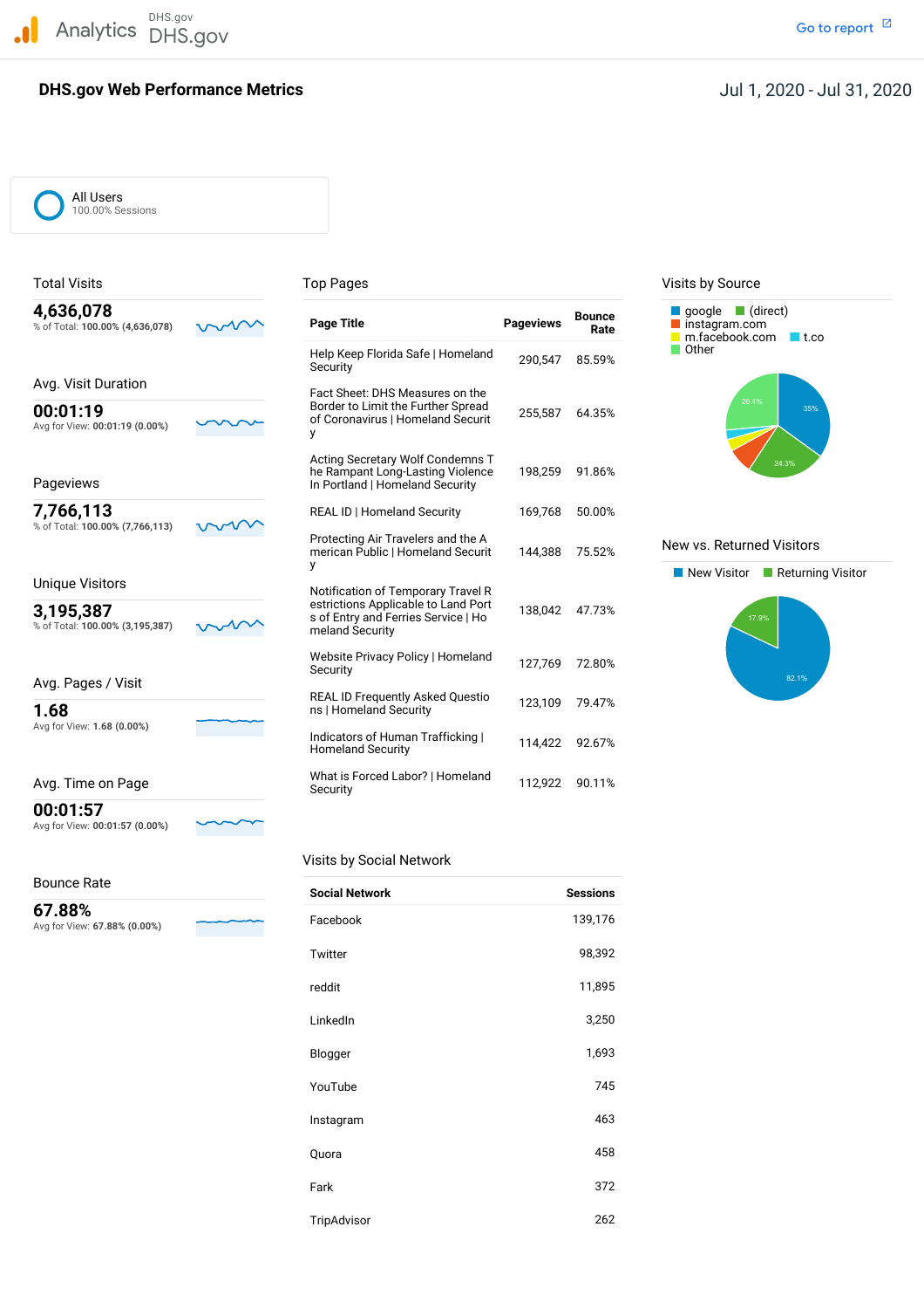Analytics DHS.gov DHS.gov

Go to report

# DHS.gov Web Performance Metrics

Jul 1, 2020 - Jul 31, 2020

All Users
100.00% Sessions

## Total Visits

**4,636,078**
% of Total: **100.00% (4,636,078)**

## Avg. Visit Duration

**00:01:19**
Avg for View: **00:01:19 (0.00%)**

## Pageviews

**7,766,113**
% of Total: **100.00% (7,766,113)**

## Unique Visitors

**3,195,387**
% of Total: **100.00% (3,195,387)**

## Avg. Pages / Visit

**1.68**
Avg for View: **1.68 (0.00%)**

## Avg. Time on Page

**00:01:57**
Avg for View: **00:01:57 (0.00%)**

## Bounce Rate

**67.88%**
Avg for View: **67.88% (0.00%)**

## Top Pages

| Page Title | Pageviews | Bounce Rate |
|---|---|---|
| Help Keep Florida Safe \| Homeland Security | 290,547 | 85.59% |
| Fact Sheet: DHS Measures on the Border to Limit the Further Spread of Coronavirus \| Homeland Security | 255,587 | 64.35% |
| Acting Secretary Wolf Condemns The Rampant Long-Lasting Violence In Portland \| Homeland Security | 198,259 | 91.86% |
| REAL ID \| Homeland Security | 169,768 | 50.00% |
| Protecting Air Travelers and the American Public \| Homeland Security | 144,388 | 75.52% |
| Notification of Temporary Travel Restrictions Applicable to Land Ports of Entry and Ferries Service \| Homeland Security | 138,042 | 47.73% |
| Website Privacy Policy \| Homeland Security | 127,769 | 72.80% |
| REAL ID Frequently Asked Questions \| Homeland Security | 123,109 | 79.47% |
| Indicators of Human Trafficking \| Homeland Security | 114,422 | 92.67% |
| What is Forced Labor? \| Homeland Security | 112,922 | 90.11% |

## Visits by Social Network

| Social Network | Sessions |
|---|---|
| Facebook | 139,176 |
| Twitter | 98,392 |
| reddit | 11,895 |
| LinkedIn | 3,250 |
| Blogger | 1,693 |
| YouTube | 745 |
| Instagram | 463 |
| Quora | 458 |
| Fark | 372 |
| TripAdvisor | 262 |

## Visits by Source

- google: 35%
- (direct): 24.3%
- instagram.com
- m.facebook.com
- t.co
- Other: 26.4%

## New vs. Returned Visitors

- New Visitor: 82.1%
- Returning Visitor: 17.9%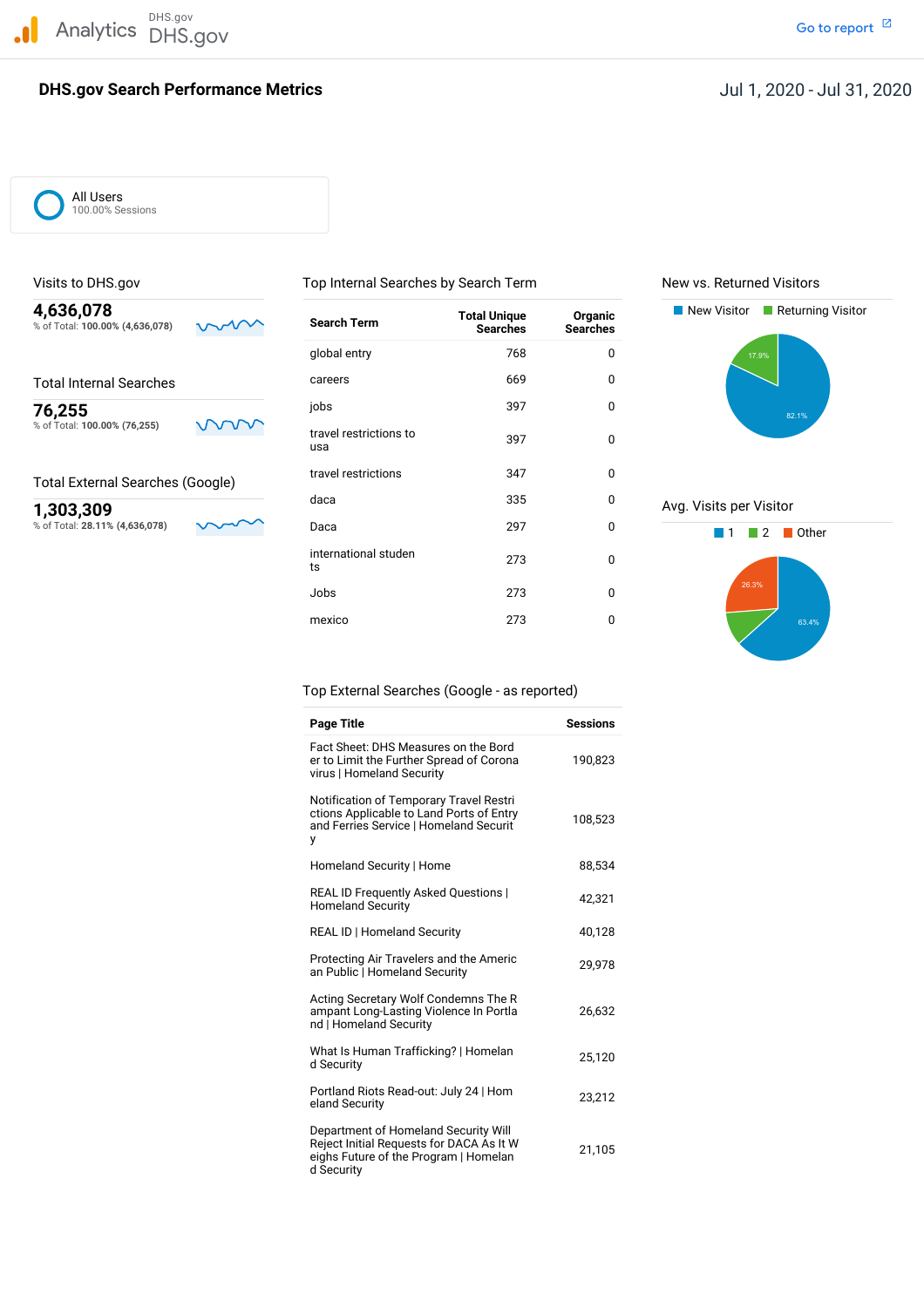Analytics DHS.gov DHS.gov

Go to report

# DHS.gov Search Performance Metrics

Jul 1, 2020 - Jul 31, 2020

All Users
100.00% Sessions

## Visits to DHS.gov

**4,636,078**
% of Total: **100.00% (4,636,078)**

## Total Internal Searches

**76,255**
% of Total: **100.00% (76,255)**

## Total External Searches (Google)

**1,303,309**
% of Total: **28.11% (4,636,078)**

## Top Internal Searches by Search Term

| Search Term | Total Unique Searches | Organic Searches |
|---|---|---|
| global entry | 768 | 0 |
| careers | 669 | 0 |
| jobs | 397 | 0 |
| travel restrictions to usa | 397 | 0 |
| travel restrictions | 347 | 0 |
| daca | 335 | 0 |
| Daca | 297 | 0 |
| international students | 273 | 0 |
| Jobs | 273 | 0 |
| mexico | 273 | 0 |

## New vs. Returned Visitors

New Visitor | Returning Visitor

82.1% | 17.9%

## Avg. Visits per Visitor

1 | 2 | Other

63.4% | 26.3%

## Top External Searches (Google - as reported)

| Page Title | Sessions |
|---|---|
| Fact Sheet: DHS Measures on the Border to Limit the Further Spread of Coronavirus \| Homeland Security | 190,823 |
| Notification of Temporary Travel Restrictions Applicable to Land Ports of Entry and Ferries Service \| Homeland Security | 108,523 |
| Homeland Security \| Home | 88,534 |
| REAL ID Frequently Asked Questions \| Homeland Security | 42,321 |
| REAL ID \| Homeland Security | 40,128 |
| Protecting Air Travelers and the American Public \| Homeland Security | 29,978 |
| Acting Secretary Wolf Condemns The Rampant Long-Lasting Violence In Portland \| Homeland Security | 26,632 |
| What Is Human Trafficking? \| Homeland Security | 25,120 |
| Portland Riots Read-out: July 24 \| Homeland Security | 23,212 |
| Department of Homeland Security Will Reject Initial Requests for DACA As It Weighs Future of the Program \| Homeland Security | 21,105 |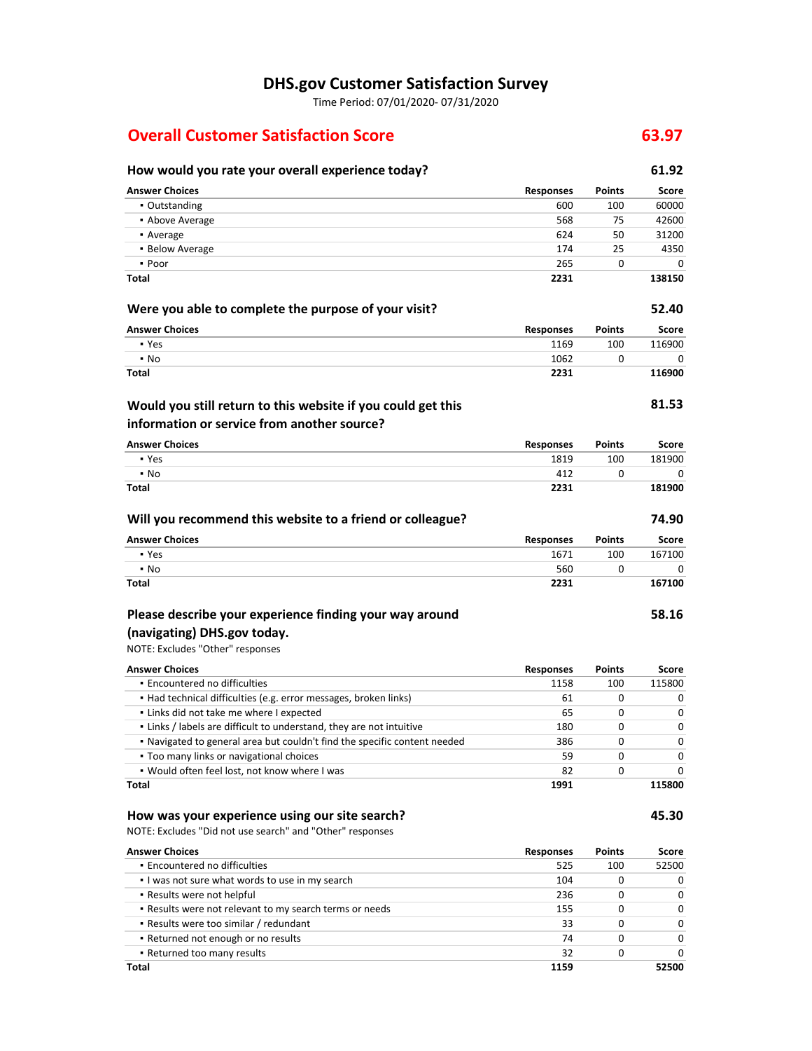# DHS.gov Customer Satisfaction Survey

Time Period: 07/01/2020- 07/31/2020

## Overall Customer Satisfaction Score **63.97**

### How would you rate your overall experience today? **61.92**

| Answer Choices | Responses | Points | Score |
|---|---|---|---|
| ▪ Outstanding | 600 | 100 | 60000 |
| ▪ Above Average | 568 | 75 | 42600 |
| ▪ Average | 624 | 50 | 31200 |
| ▪ Below Average | 174 | 25 | 4350 |
| ▪ Poor | 265 | 0 | 0 |
| **Total** | **2231** | | **138150** |

### Were you able to complete the purpose of your visit? **52.40**

| Answer Choices | Responses | Points | Score |
|---|---|---|---|
| ▪ Yes | 1169 | 100 | 116900 |
| ▪ No | 1062 | 0 | 0 |
| **Total** | **2231** | | **116900** |

### Would you still return to this website if you could get this information or service from another source? **81.53**

| Answer Choices | Responses | Points | Score |
|---|---|---|---|
| ▪ Yes | 1819 | 100 | 181900 |
| ▪ No | 412 | 0 | 0 |
| **Total** | **2231** | | **181900** |

### Will you recommend this website to a friend or colleague? **74.90**

| Answer Choices | Responses | Points | Score |
|---|---|---|---|
| ▪ Yes | 1671 | 100 | 167100 |
| ▪ No | 560 | 0 | 0 |
| **Total** | **2231** | | **167100** |

### Please describe your experience finding your way around (navigating) DHS.gov today. **58.16**

NOTE: Excludes "Other" responses

| Answer Choices | Responses | Points | Score |
|---|---|---|---|
| ▪ Encountered no difficulties | 1158 | 100 | 115800 |
| ▪ Had technical difficulties (e.g. error messages, broken links) | 61 | 0 | 0 |
| ▪ Links did not take me where I expected | 65 | 0 | 0 |
| ▪ Links / labels are difficult to understand, they are not intuitive | 180 | 0 | 0 |
| ▪ Navigated to general area but couldn't find the specific content needed | 386 | 0 | 0 |
| ▪ Too many links or navigational choices | 59 | 0 | 0 |
| ▪ Would often feel lost, not know where I was | 82 | 0 | 0 |
| **Total** | **1991** | | **115800** |

### How was your experience using our site search? **45.30**

NOTE: Excludes "Did not use search" and "Other" responses

| Answer Choices | Responses | Points | Score |
|---|---|---|---|
| ▪ Encountered no difficulties | 525 | 100 | 52500 |
| ▪ I was not sure what words to use in my search | 104 | 0 | 0 |
| ▪ Results were not helpful | 236 | 0 | 0 |
| ▪ Results were not relevant to my search terms or needs | 155 | 0 | 0 |
| ▪ Results were too similar / redundant | 33 | 0 | 0 |
| ▪ Returned not enough or no results | 74 | 0 | 0 |
| ▪ Returned too many results | 32 | 0 | 0 |
| **Total** | **1159** | | **52500** |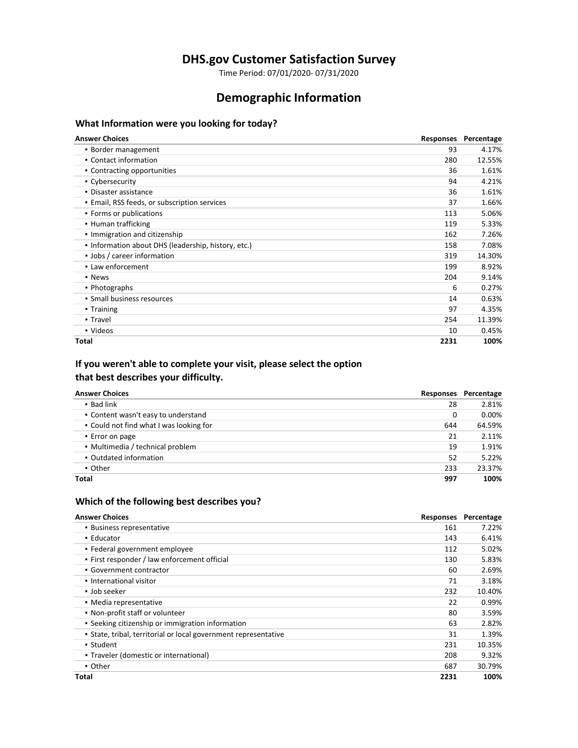# DHS.gov Customer Satisfaction Survey

Time Period: 07/01/2020- 07/31/2020

## Demographic Information

### What Information were you looking for today?

| Answer Choices | Responses | Percentage |
|---|---|---|
| ▪ Border management | 93 | 4.17% |
| ▪ Contact information | 280 | 12.55% |
| ▪ Contracting opportunities | 36 | 1.61% |
| ▪ Cybersecurity | 94 | 4.21% |
| ▪ Disaster assistance | 36 | 1.61% |
| ▪ Email, RSS feeds, or subscription services | 37 | 1.66% |
| ▪ Forms or publications | 113 | 5.06% |
| ▪ Human trafficking | 119 | 5.33% |
| ▪ Immigration and citizenship | 162 | 7.26% |
| ▪ Information about DHS (leadership, history, etc.) | 158 | 7.08% |
| ▪ Jobs / career information | 319 | 14.30% |
| ▪ Law enforcement | 199 | 8.92% |
| ▪ News | 204 | 9.14% |
| ▪ Photographs | 6 | 0.27% |
| ▪ Small business resources | 14 | 0.63% |
| ▪ Training | 97 | 4.35% |
| ▪ Travel | 254 | 11.39% |
| ▪ Videos | 10 | 0.45% |
| **Total** | **2231** | **100%** |

### If you weren't able to complete your visit, please select the option that best describes your difficulty.

| Answer Choices | Responses | Percentage |
|---|---|---|
| ▪ Bad link | 28 | 2.81% |
| ▪ Content wasn't easy to understand | 0 | 0.00% |
| ▪ Could not find what I was looking for | 644 | 64.59% |
| ▪ Error on page | 21 | 2.11% |
| ▪ Multimedia / technical problem | 19 | 1.91% |
| ▪ Outdated information | 52 | 5.22% |
| ▪ Other | 233 | 23.37% |
| **Total** | **997** | **100%** |

### Which of the following best describes you?

| Answer Choices | Responses | Percentage |
|---|---|---|
| ▪ Business representative | 161 | 7.22% |
| ▪ Educator | 143 | 6.41% |
| ▪ Federal government employee | 112 | 5.02% |
| ▪ First responder / law enforcement official | 130 | 5.83% |
| ▪ Government contractor | 60 | 2.69% |
| ▪ International visitor | 71 | 3.18% |
| ▪ Job seeker | 232 | 10.40% |
| ▪ Media representative | 22 | 0.99% |
| ▪ Non-profit staff or volunteer | 80 | 3.59% |
| ▪ Seeking citizenship or immigration information | 63 | 2.82% |
| ▪ State, tribal, territorial or local government representative | 31 | 1.39% |
| ▪ Student | 231 | 10.35% |
| ▪ Traveler (domestic or international) | 208 | 9.32% |
| ▪ Other | 687 | 30.79% |
| **Total** | **2231** | **100%** |